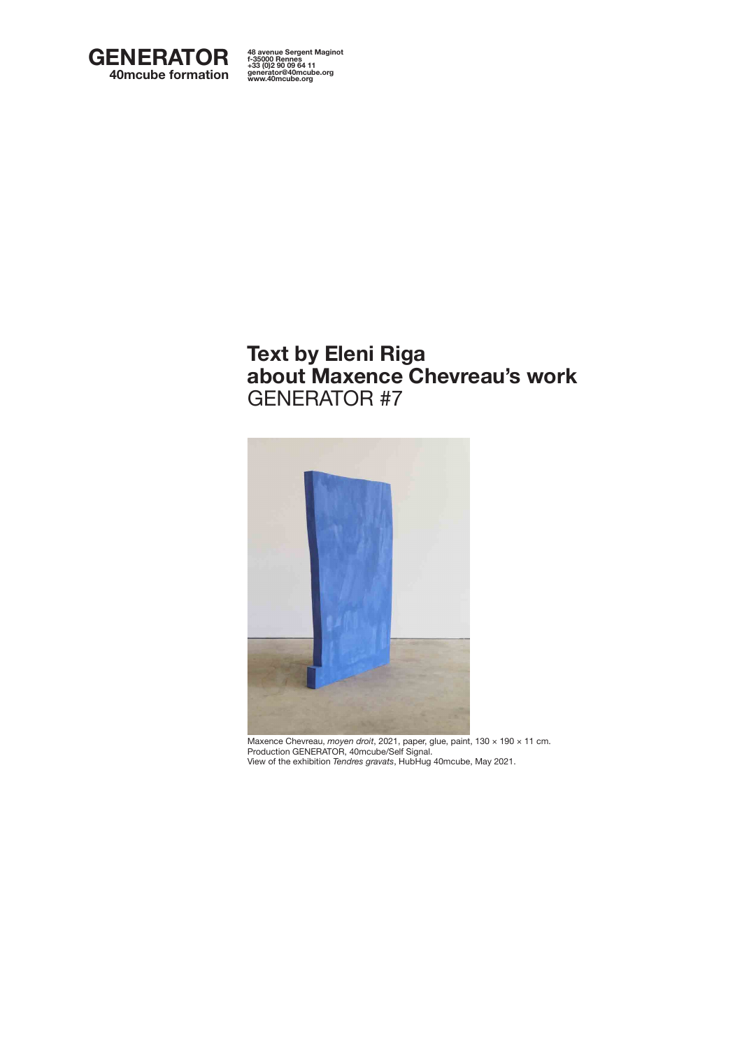**GENERATOR**
**40mcube formation**

**48 avenue Sergent Maginot**
**f-35000 Rennes**
**+33 (0)2 90 09 64 11**
**generator@40mcube.org**
**www.40mcube.org**

# Text by Eleni Riga about Maxence Chevreau's work
GENERATOR #7

Maxence Chevreau, *moyen droit*, 2021, paper, glue, paint, 130 × 190 × 11 cm.
Production GENERATOR, 40mcube/Self Signal.
View of the exhibition *Tendres gravats*, HubHug 40mcube, May 2021.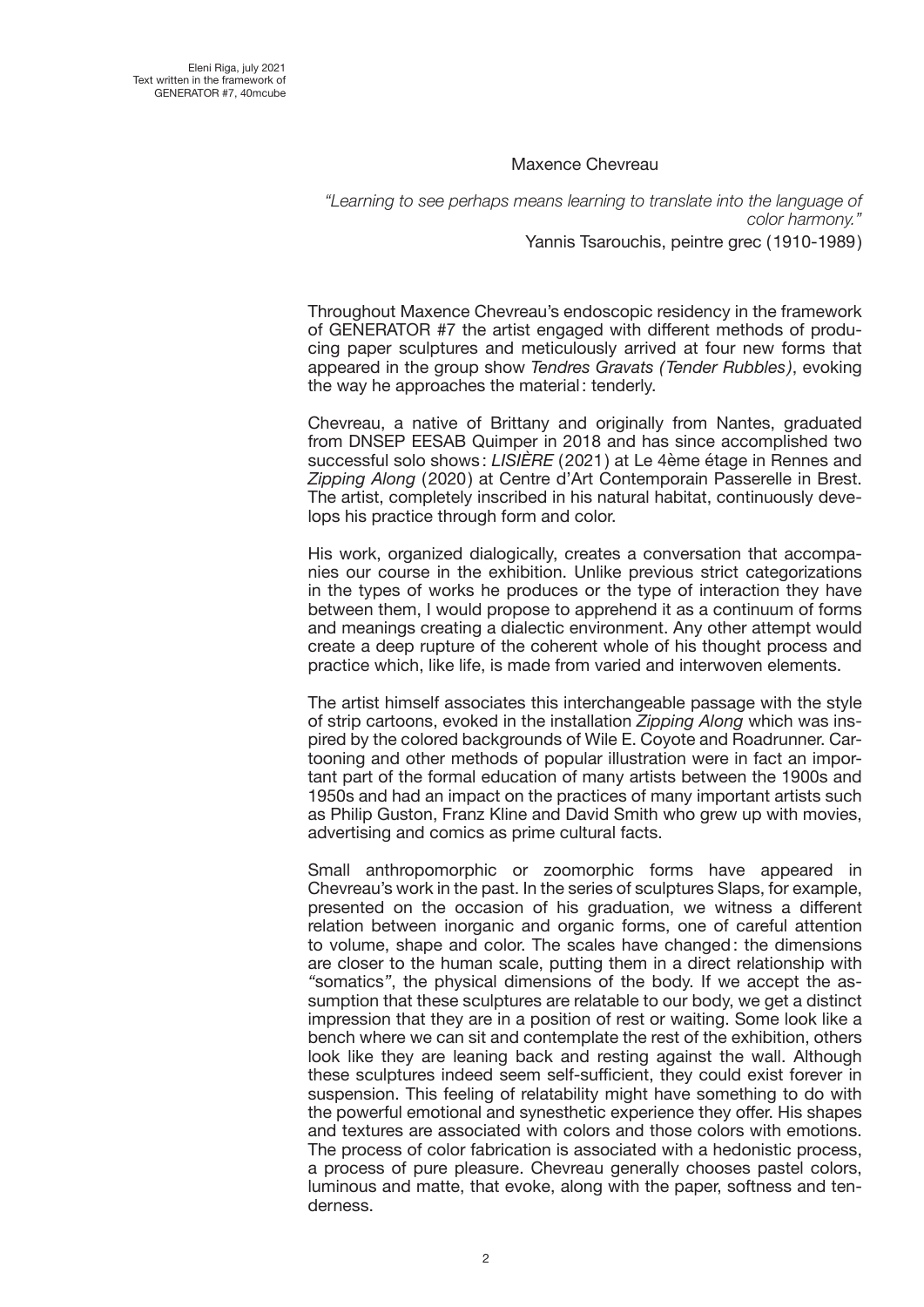Eleni Riga, july 2021
Text written in the framework of
GENERATOR #7, 40mcube

## Maxence Chevreau

*"Learning to see perhaps means learning to translate into the language of color harmony."*
Yannis Tsarouchis, peintre grec (1910-1989)

Throughout Maxence Chevreau's endoscopic residency in the framework of GENERATOR #7 the artist engaged with different methods of producing paper sculptures and meticulously arrived at four new forms that appeared in the group show *Tendres Gravats (Tender Rubbles)*, evoking the way he approaches the material: tenderly.

Chevreau, a native of Brittany and originally from Nantes, graduated from DNSEP EESAB Quimper in 2018 and has since accomplished two successful solo shows: *LISIÈRE* (2021) at Le 4ème étage in Rennes and *Zipping Along* (2020) at Centre d'Art Contemporain Passerelle in Brest. The artist, completely inscribed in his natural habitat, continuously develops his practice through form and color.

His work, organized dialogically, creates a conversation that accompanies our course in the exhibition. Unlike previous strict categorizations in the types of works he produces or the type of interaction they have between them, I would propose to apprehend it as a continuum of forms and meanings creating a dialectic environment. Any other attempt would create a deep rupture of the coherent whole of his thought process and practice which, like life, is made from varied and interwoven elements.

The artist himself associates this interchangeable passage with the style of strip cartoons, evoked in the installation *Zipping Along* which was inspired by the colored backgrounds of Wile E. Coyote and Roadrunner. Cartooning and other methods of popular illustration were in fact an important part of the formal education of many artists between the 1900s and 1950s and had an impact on the practices of many important artists such as Philip Guston, Franz Kline and David Smith who grew up with movies, advertising and comics as prime cultural facts.

Small anthropomorphic or zoomorphic forms have appeared in Chevreau's work in the past. In the series of sculptures Slaps, for example, presented on the occasion of his graduation, we witness a different relation between inorganic and organic forms, one of careful attention to volume, shape and color. The scales have changed: the dimensions are closer to the human scale, putting them in a direct relationship with "somatics", the physical dimensions of the body. If we accept the assumption that these sculptures are relatable to our body, we get a distinct impression that they are in a position of rest or waiting. Some look like a bench where we can sit and contemplate the rest of the exhibition, others look like they are leaning back and resting against the wall. Although these sculptures indeed seem self-sufficient, they could exist forever in suspension. This feeling of relatability might have something to do with the powerful emotional and synesthetic experience they offer. His shapes and textures are associated with colors and those colors with emotions. The process of color fabrication is associated with a hedonistic process, a process of pure pleasure. Chevreau generally chooses pastel colors, luminous and matte, that evoke, along with the paper, softness and tenderness.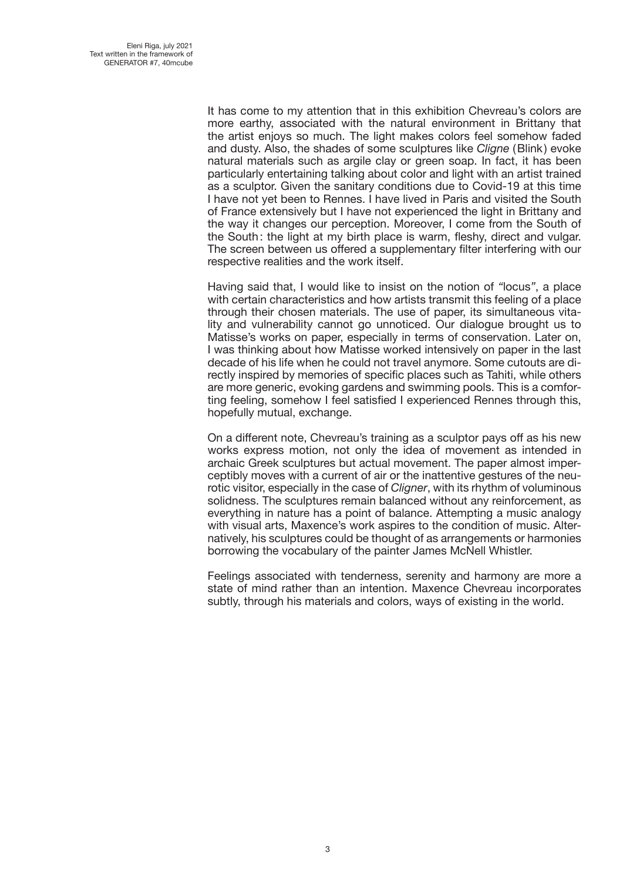Eleni Riga, july 2021
Text written in the framework of
GENERATOR #7, 40mcube

It has come to my attention that in this exhibition Chevreau's colors are more earthy, associated with the natural environment in Brittany that the artist enjoys so much. The light makes colors feel somehow faded and dusty. Also, the shades of some sculptures like *Cligne* (Blink) evoke natural materials such as argile clay or green soap. In fact, it has been particularly entertaining talking about color and light with an artist trained as a sculptor. Given the sanitary conditions due to Covid-19 at this time I have not yet been to Rennes. I have lived in Paris and visited the South of France extensively but I have not experienced the light in Brittany and the way it changes our perception. Moreover, I come from the South of the South: the light at my birth place is warm, fleshy, direct and vulgar. The screen between us offered a supplementary filter interfering with our respective realities and the work itself.

Having said that, I would like to insist on the notion of "locus", a place with certain characteristics and how artists transmit this feeling of a place through their chosen materials. The use of paper, its simultaneous vitality and vulnerability cannot go unnoticed. Our dialogue brought us to Matisse's works on paper, especially in terms of conservation. Later on, I was thinking about how Matisse worked intensively on paper in the last decade of his life when he could not travel anymore. Some cutouts are directly inspired by memories of specific places such as Tahiti, while others are more generic, evoking gardens and swimming pools. This is a comforting feeling, somehow I feel satisfied I experienced Rennes through this, hopefully mutual, exchange.

On a different note, Chevreau's training as a sculptor pays off as his new works express motion, not only the idea of movement as intended in archaic Greek sculptures but actual movement. The paper almost imperceptibly moves with a current of air or the inattentive gestures of the neurotic visitor, especially in the case of *Cligner*, with its rhythm of voluminous solidness. The sculptures remain balanced without any reinforcement, as everything in nature has a point of balance. Attempting a music analogy with visual arts, Maxence's work aspires to the condition of music. Alternatively, his sculptures could be thought of as arrangements or harmonies borrowing the vocabulary of the painter James McNell Whistler.

Feelings associated with tenderness, serenity and harmony are more a state of mind rather than an intention. Maxence Chevreau incorporates subtly, through his materials and colors, ways of existing in the world.